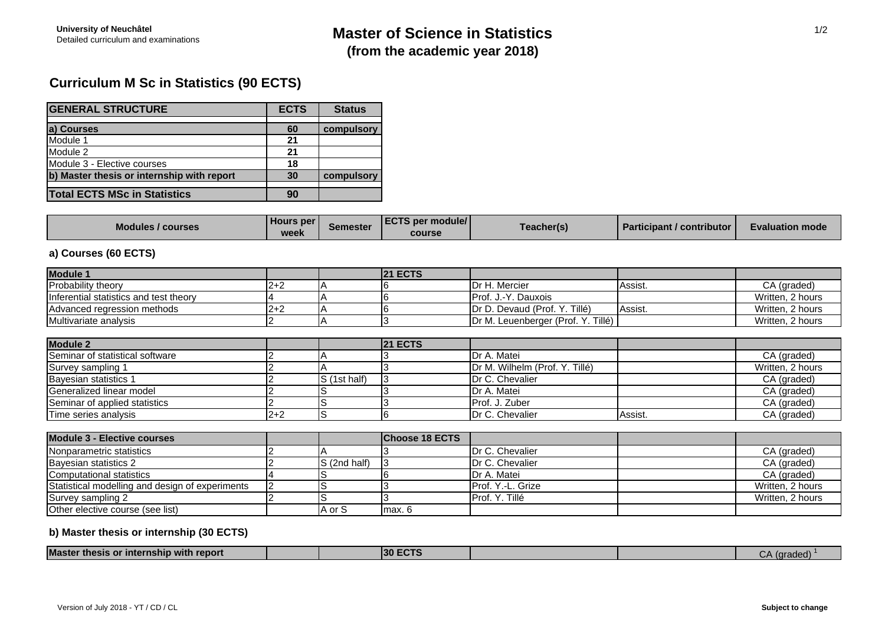**University of Neuchâtel**
Detailed curriculum and examinations

# Master of Science in Statistics
**(from the academic year 2018)**

## Curriculum M Sc in Statistics (90 ECTS)

| GENERAL STRUCTURE | ECTS | Status |
|---|---|---|
| **a) Courses** | **60** | **compulsory** |
| Module 1 | 21 | |
| Module 2 | 21 | |
| Module 3 - Elective courses | 18 | |
| **b) Master thesis or internship with report** | **30** | **compulsory** |
| **Total ECTS MSc in Statistics** | **90** | |

| Modules / courses | Hours per week | Semester | ECTS per module/ course | Teacher(s) | Participant / contributor | Evaluation mode |
|---|---|---|---|---|---|---|
| **a) Courses (60 ECTS)** | | | | | | |
| **Module 1** | | | **21 ECTS** | | | |
| Probability theory | 2+2 | A | 6 | Dr H. Mercier | Assist. | CA (graded) |
| Inferential statistics and test theory | 4 | A | 6 | Prof. J.-Y. Dauxois | | Written, 2 hours |
| Advanced regression methods | 2+2 | A | 6 | Dr D. Devaud (Prof. Y. Tillé) | Assist. | Written, 2 hours |
| Multivariate analysis | 2 | A | 3 | Dr M. Leuenberger (Prof. Y. Tillé) | | Written, 2 hours |
| **Module 2** | | | **21 ECTS** | | | |
| Seminar of statistical software | 2 | A | 3 | Dr A. Matei | | CA (graded) |
| Survey sampling 1 | 2 | A | 3 | Dr M. Wilhelm (Prof. Y. Tillé) | | Written, 2 hours |
| Bayesian statistics 1 | 2 | S (1st half) | 3 | Dr C. Chevalier | | CA (graded) |
| Generalized linear model | 2 | S | 3 | Dr A. Matei | | CA (graded) |
| Seminar of applied statistics | 2 | S | 3 | Prof. J. Zuber | | CA (graded) |
| Time series analysis | 2+2 | S | 6 | Dr C. Chevalier | Assist. | CA (graded) |
| **Module 3 - Elective courses** | | | **Choose 18 ECTS** | | | |
| Nonparametric statistics | 2 | A | 3 | Dr C. Chevalier | | CA (graded) |
| Bayesian statistics 2 | 2 | S (2nd half) | 3 | Dr C. Chevalier | | CA (graded) |
| Computational statistics | 4 | S | 6 | Dr A. Matei | | CA (graded) |
| Statistical modelling and design of experiments | 2 | S | 3 | Prof. Y.-L. Grize | | Written, 2 hours |
| Survey sampling 2 | 2 | S | 3 | Prof. Y. Tillé | | Written, 2 hours |
| Other elective course (see list) | | A or S | max. 6 | | | |
| **b) Master thesis or internship (30 ECTS)** | | | | | | |
| **Master thesis or internship with report** | | | **30 ECTS** | | | CA (graded) [1] |

Version of July 2018 - YT / CD / CL

**Subject to change**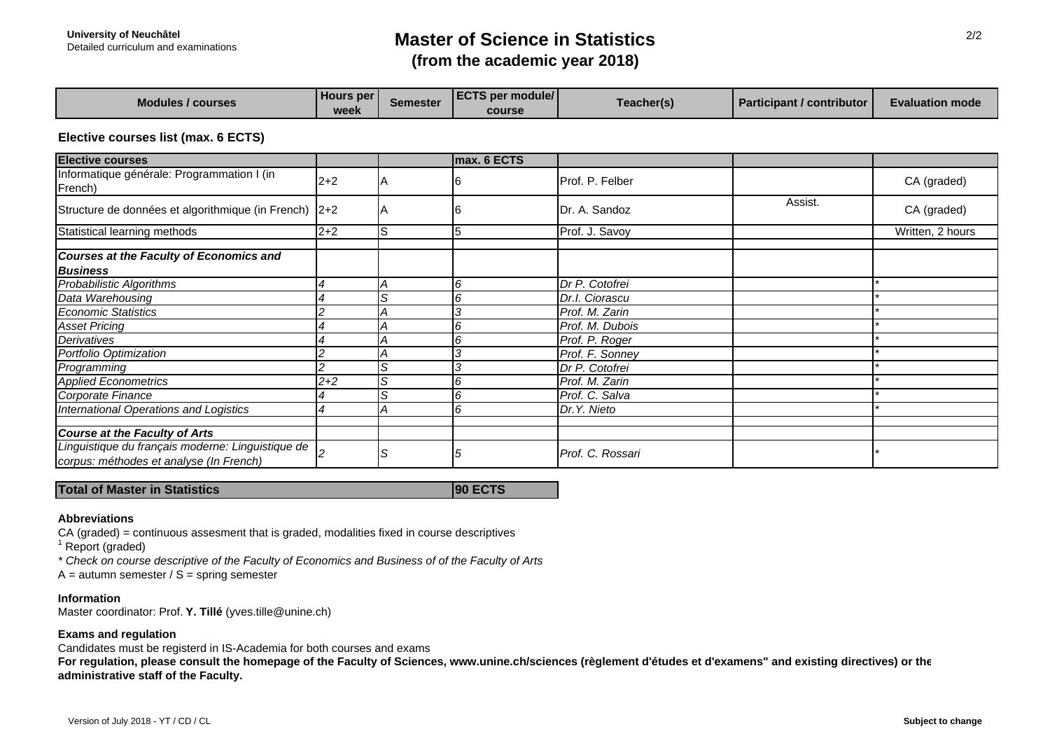University of Neuchâtel
Detailed curriculum and examinations

# Master of Science in Statistics
## (from the academic year 2018)

| Modules / courses | Hours per week | Semester | ECTS per module/ course | Teacher(s) | Participant / contributor | Evaluation mode |
|---|---|---|---|---|---|---|

### Elective courses list (max. 6 ECTS)

| **Elective courses** | | | **max. 6 ECTS** | | | |
|---|---|---|---|---|---|---|
| Informatique générale: Programmation I (in French) | 2+2 | A | 6 | Prof. P. Felber | | CA (graded) |
| Structure de données et algorithmique (in French) | 2+2 | A | 6 | Dr. A. Sandoz | Assist. | CA (graded) |
| Statistical learning methods | 2+2 | S | 5 | Prof. J. Savoy | | Written, 2 hours |
| | | | | | | |
| ***Courses at the Faculty of Economics and Business*** | | | | | | |
| *Probabilistic Algorithms* | *4* | *A* | *6* | *Dr P. Cotofrei* | | * |
| *Data Warehousing* | *4* | *S* | *6* | *Dr.I. Ciorascu* | | * |
| *Economic Statistics* | *2* | *A* | *3* | *Prof. M. Zarin* | | * |
| *Asset Pricing* | *4* | *A* | *6* | *Prof. M. Dubois* | | * |
| *Derivatives* | *4* | *A* | *6* | *Prof. P. Roger* | | * |
| *Portfolio Optimization* | *2* | *A* | *3* | *Prof. F. Sonney* | | * |
| *Programming* | *2* | *S* | *3* | *Dr P. Cotofrei* | | * |
| *Applied Econometrics* | *2+2* | *S* | *6* | *Prof. M. Zarin* | | * |
| *Corporate Finance* | *4* | *S* | *6* | *Prof. C. Salva* | | * |
| *International Operations and Logistics* | *4* | *A* | *6* | *Dr.Y. Nieto* | | * |
| | | | | | | |
| ***Course at the Faculty of Arts*** | | | | | | |
| *Linguistique du français moderne: Linguistique de corpus: méthodes et analyse (In French)* | *2* | *S* | *5* | *Prof. C. Rossari* | | * |

| **Total of Master in Statistics** | **90 ECTS** |
|---|---|

**Abbreviations**

CA (graded) = continuous assesment that is graded, modalities fixed in course descriptives

[1] Report (graded)

*\* Check on course descriptive of the Faculty of Economics and Business of of the Faculty of Arts*

A = autumn semester / S = spring semester

**Information**

Master coordinator: Prof. **Y. Tillé** (yves.tille@unine.ch)

**Exams and regulation**

Candidates must be registerd in IS-Academia for both courses and exams

**For regulation, please consult the homepage of the Faculty of Sciences, www.unine.ch/sciences (règlement d'études et d'examens" and existing directives) or the administrative staff of the Faculty.**

Version of July 2018 - YT / CD / CL

**Subject to change**